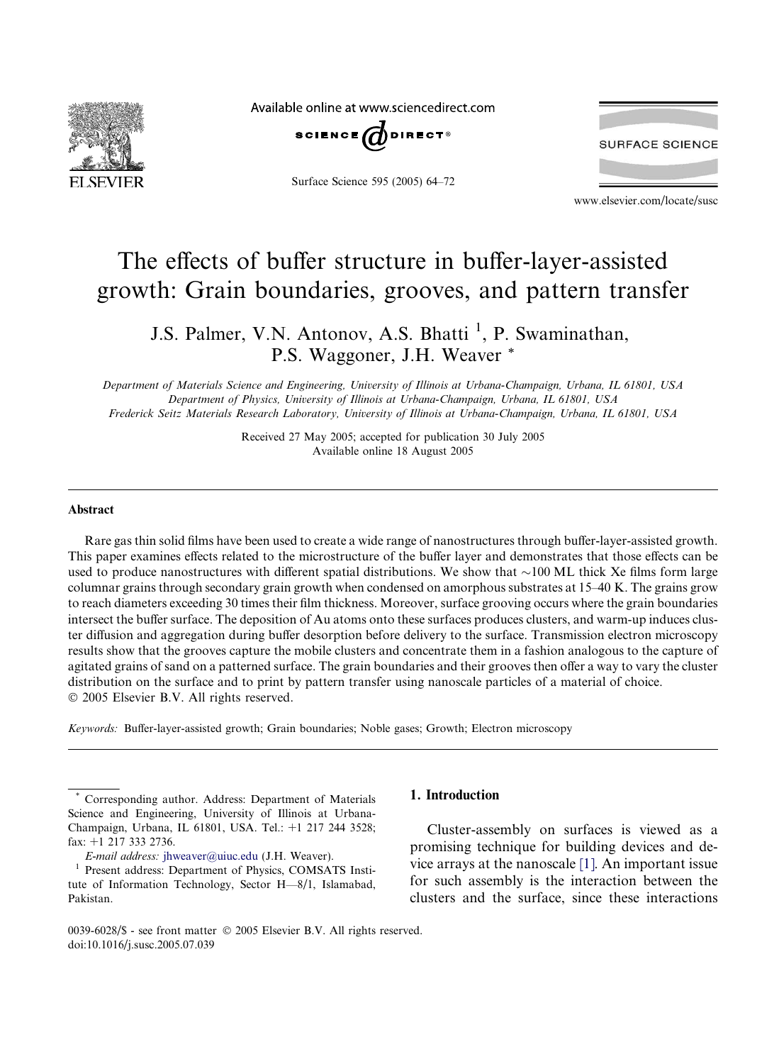# The effects of buffer structure in buffer-layer-assisted growth: Grain boundaries, grooves, and pattern transfer

J.S. Palmer, V.N. Antonov, A.S. Bhatti [1], P. Swaminathan, P.S. Waggoner, J.H. Weaver *

*Department of Materials Science and Engineering, University of Illinois at Urbana-Champaign, Urbana, IL 61801, USA*
*Department of Physics, University of Illinois at Urbana-Champaign, Urbana, IL 61801, USA*
*Frederick Seitz Materials Research Laboratory, University of Illinois at Urbana-Champaign, Urbana, IL 61801, USA*

Received 27 May 2005; accepted for publication 30 July 2005
Available online 18 August 2005

## Abstract

Rare gas thin solid films have been used to create a wide range of nanostructures through buffer-layer-assisted growth. This paper examines effects related to the microstructure of the buffer layer and demonstrates that those effects can be used to produce nanostructures with different spatial distributions. We show that ~100 ML thick Xe films form large columnar grains through secondary grain growth when condensed on amorphous substrates at 15–40 K. The grains grow to reach diameters exceeding 30 times their film thickness. Moreover, surface grooving occurs where the grain boundaries intersect the buffer surface. The deposition of Au atoms onto these surfaces produces clusters, and warm-up induces cluster diffusion and aggregation during buffer desorption before delivery to the surface. Transmission electron microscopy results show that the grooves capture the mobile clusters and concentrate them in a fashion analogous to the capture of agitated grains of sand on a patterned surface. The grain boundaries and their grooves then offer a way to vary the cluster distribution on the surface and to print by pattern transfer using nanoscale particles of a material of choice.
© 2005 Elsevier B.V. All rights reserved.

*Keywords:* Buffer-layer-assisted growth; Grain boundaries; Noble gases; Growth; Electron microscopy

## 1. Introduction

Cluster-assembly on surfaces is viewed as a promising technique for building devices and device arrays at the nanoscale [1]. An important issue for such assembly is the interaction between the clusters and the surface, since these interactions

---

* Corresponding author. Address: Department of Materials Science and Engineering, University of Illinois at Urbana-Champaign, Urbana, IL 61801, USA. Tel.: +1 217 244 3528; fax: +1 217 333 2736.

*E-mail address:* jhweaver@uiuc.edu (J.H. Weaver).

[1] Present address: Department of Physics, COMSATS Institute of Information Technology, Sector H—8/1, Islamabad, Pakistan.

0039-6028/$ - see front matter © 2005 Elsevier B.V. All rights reserved.
doi:10.1016/j.susc.2005.07.039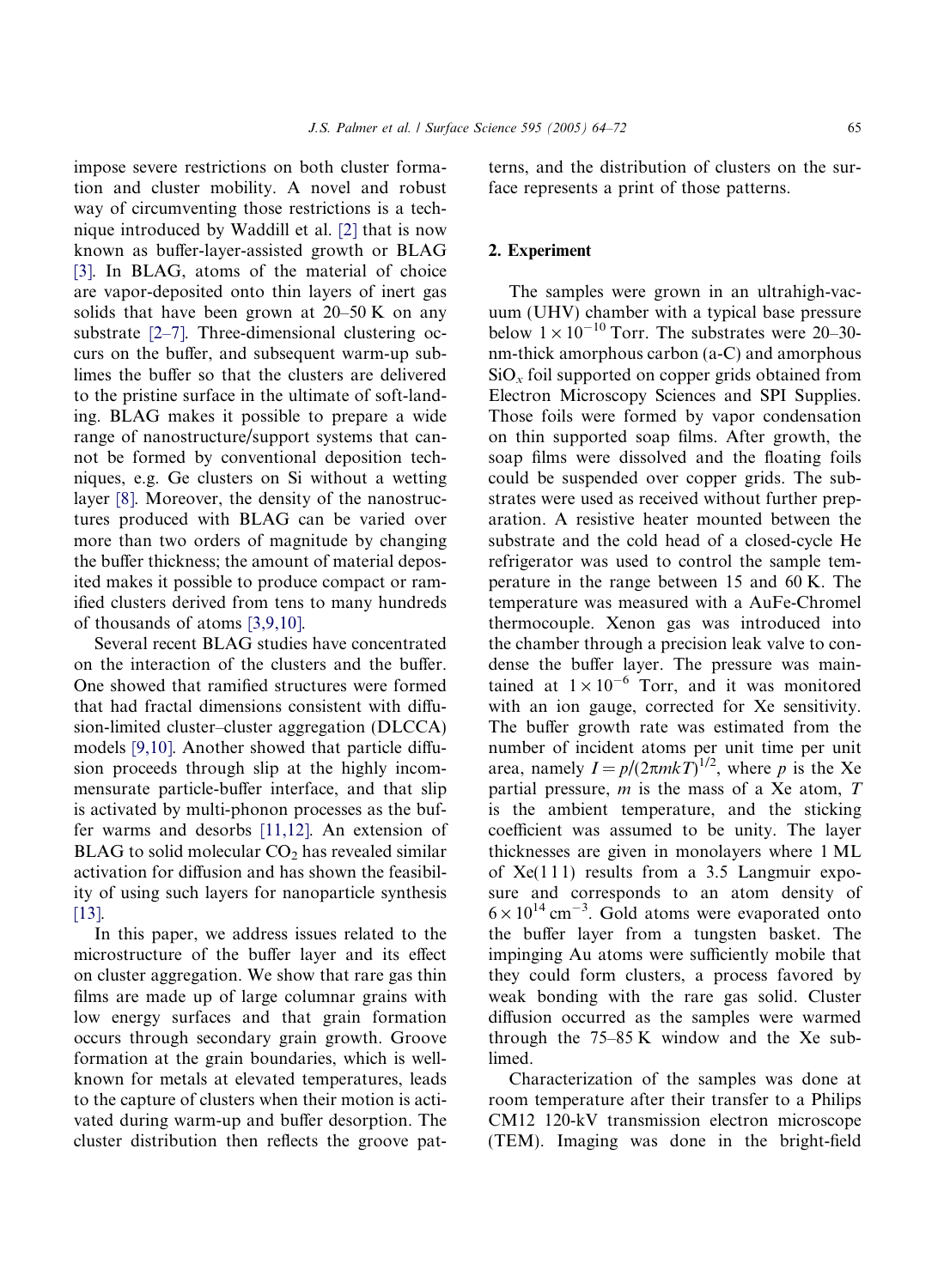impose severe restrictions on both cluster formation and cluster mobility. A novel and robust way of circumventing those restrictions is a technique introduced by Waddill et al. [2] that is now known as buffer-layer-assisted growth or BLAG [3]. In BLAG, atoms of the material of choice are vapor-deposited onto thin layers of inert gas solids that have been grown at 20–50 K on any substrate [2–7]. Three-dimensional clustering occurs on the buffer, and subsequent warm-up sublimes the buffer so that the clusters are delivered to the pristine surface in the ultimate of soft-landing. BLAG makes it possible to prepare a wide range of nanostructure/support systems that cannot be formed by conventional deposition techniques, e.g. Ge clusters on Si without a wetting layer [8]. Moreover, the density of the nanostructures produced with BLAG can be varied over more than two orders of magnitude by changing the buffer thickness; the amount of material deposited makes it possible to produce compact or ramified clusters derived from tens to many hundreds of thousands of atoms [3,9,10].

Several recent BLAG studies have concentrated on the interaction of the clusters and the buffer. One showed that ramified structures were formed that had fractal dimensions consistent with diffusion-limited cluster–cluster aggregation (DLCCA) models [9,10]. Another showed that particle diffusion proceeds through slip at the highly incommensurate particle-buffer interface, and that slip is activated by multi-phonon processes as the buffer warms and desorbs [11,12]. An extension of BLAG to solid molecular $CO_2$ has revealed similar activation for diffusion and has shown the feasibility of using such layers for nanoparticle synthesis [13].

In this paper, we address issues related to the microstructure of the buffer layer and its effect on cluster aggregation. We show that rare gas thin films are made up of large columnar grains with low energy surfaces and that grain formation occurs through secondary grain growth. Groove formation at the grain boundaries, which is well-known for metals at elevated temperatures, leads to the capture of clusters when their motion is activated during warm-up and buffer desorption. The cluster distribution then reflects the groove patterns, and the distribution of clusters on the surface represents a print of those patterns.

## 2. Experiment

The samples were grown in an ultrahigh-vacuum (UHV) chamber with a typical base pressure below $1 \times 10^{-10}$ Torr. The substrates were 20–30-nm-thick amorphous carbon (a-C) and amorphous $SiO_x$ foil supported on copper grids obtained from Electron Microscopy Sciences and SPI Supplies. Those foils were formed by vapor condensation on thin supported soap films. After growth, the soap films were dissolved and the floating foils could be suspended over copper grids. The substrates were used as received without further preparation. A resistive heater mounted between the substrate and the cold head of a closed-cycle He refrigerator was used to control the sample temperature in the range between 15 and 60 K. The temperature was measured with a AuFe-Chromel thermocouple. Xenon gas was introduced into the chamber through a precision leak valve to condense the buffer layer. The pressure was maintained at $1 \times 10^{-6}$ Torr, and it was monitored with an ion gauge, corrected for Xe sensitivity. The buffer growth rate was estimated from the number of incident atoms per unit time per unit area, namely $I = p/(2\pi mkT)^{1/2}$, where $p$ is the Xe partial pressure, $m$ is the mass of a Xe atom, $T$ is the ambient temperature, and the sticking coefficient was assumed to be unity. The layer thicknesses are given in monolayers where 1 ML of Xe(111) results from a 3.5 Langmuir exposure and corresponds to an atom density of $6 \times 10^{14}$ cm$^{-3}$. Gold atoms were evaporated onto the buffer layer from a tungsten basket. The impinging Au atoms were sufficiently mobile that they could form clusters, a process favored by weak bonding with the rare gas solid. Cluster diffusion occurred as the samples were warmed through the 75–85 K window and the Xe sublimed.

Characterization of the samples was done at room temperature after their transfer to a Philips CM12 120-kV transmission electron microscope (TEM). Imaging was done in the bright-field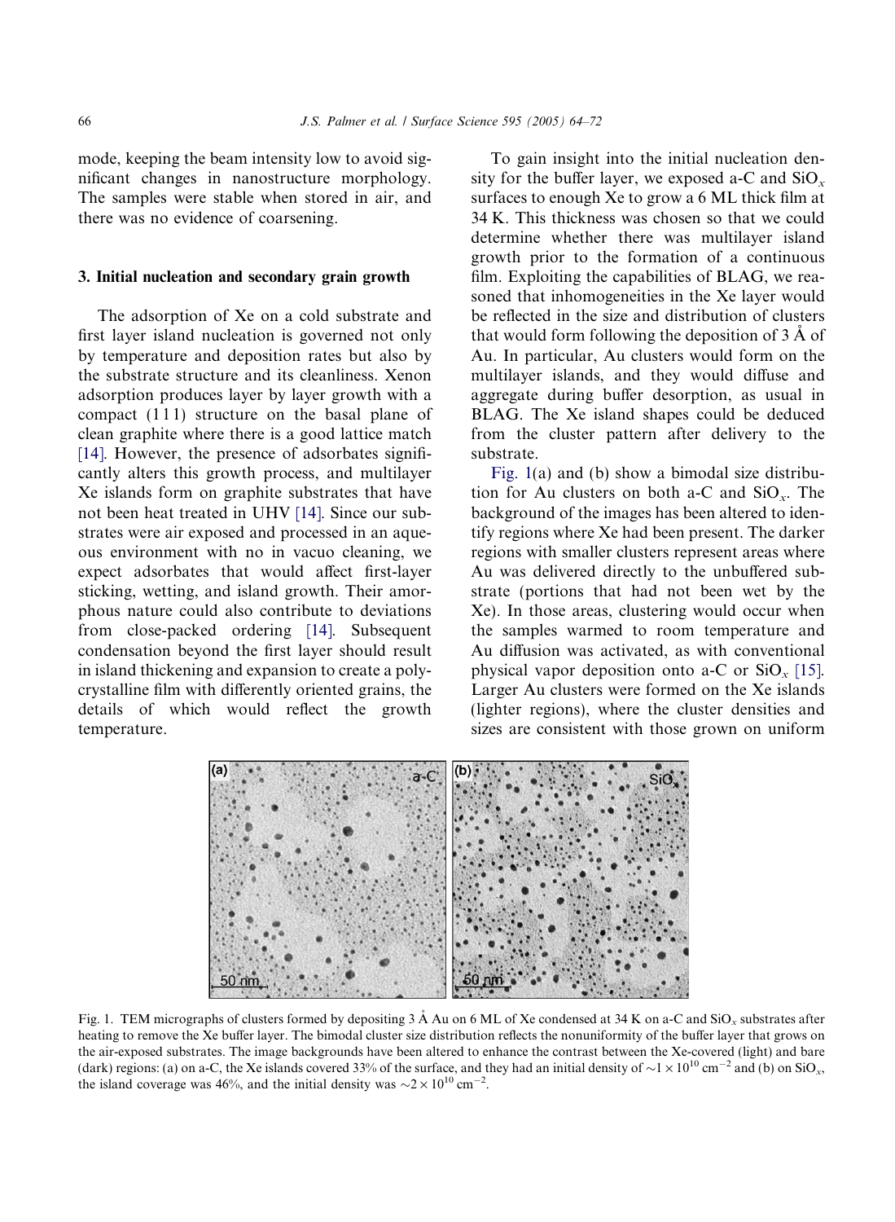mode, keeping the beam intensity low to avoid significant changes in nanostructure morphology. The samples were stable when stored in air, and there was no evidence of coarsening.

## 3. Initial nucleation and secondary grain growth

The adsorption of Xe on a cold substrate and first layer island nucleation is governed not only by temperature and deposition rates but also by the substrate structure and its cleanliness. Xenon adsorption produces layer by layer growth with a compact (111) structure on the basal plane of clean graphite where there is a good lattice match [14]. However, the presence of adsorbates significantly alters this growth process, and multilayer Xe islands form on graphite substrates that have not been heat treated in UHV [14]. Since our substrates were air exposed and processed in an aqueous environment with no in vacuo cleaning, we expect adsorbates that would affect first-layer sticking, wetting, and island growth. Their amorphous nature could also contribute to deviations from close-packed ordering [14]. Subsequent condensation beyond the first layer should result in island thickening and expansion to create a polycrystalline film with differently oriented grains, the details of which would reflect the growth temperature.

To gain insight into the initial nucleation density for the buffer layer, we exposed a-C and $SiO_x$ surfaces to enough Xe to grow a 6 ML thick film at 34 K. This thickness was chosen so that we could determine whether there was multilayer island growth prior to the formation of a continuous film. Exploiting the capabilities of BLAG, we reasoned that inhomogeneities in the Xe layer would be reflected in the size and distribution of clusters that would form following the deposition of 3 Å of Au. In particular, Au clusters would form on the multilayer islands, and they would diffuse and aggregate during buffer desorption, as usual in BLAG. The Xe island shapes could be deduced from the cluster pattern after delivery to the substrate.

Fig. 1(a) and (b) show a bimodal size distribution for Au clusters on both a-C and $SiO_x$. The background of the images has been altered to identify regions where Xe had been present. The darker regions with smaller clusters represent areas where Au was delivered directly to the unbuffered substrate (portions that had not been wet by the Xe). In those areas, clustering would occur when the samples warmed to room temperature and Au diffusion was activated, as with conventional physical vapor deposition onto a-C or $SiO_x$ [15]. Larger Au clusters were formed on the Xe islands (lighter regions), where the cluster densities and sizes are consistent with those grown on uniform

Fig. 1. TEM micrographs of clusters formed by depositing 3 Å Au on 6 ML of Xe condensed at 34 K on a-C and $SiO_x$ substrates after heating to remove the Xe buffer layer. The bimodal cluster size distribution reflects the nonuniformity of the buffer layer that grows on the air-exposed substrates. The image backgrounds have been altered to enhance the contrast between the Xe-covered (light) and bare (dark) regions: (a) on a-C, the Xe islands covered 33% of the surface, and they had an initial density of $\sim 1 \times 10^{10}$ cm$^{-2}$ and (b) on $SiO_x$, the island coverage was 46%, and the initial density was $\sim 2 \times 10^{10}$ cm$^{-2}$.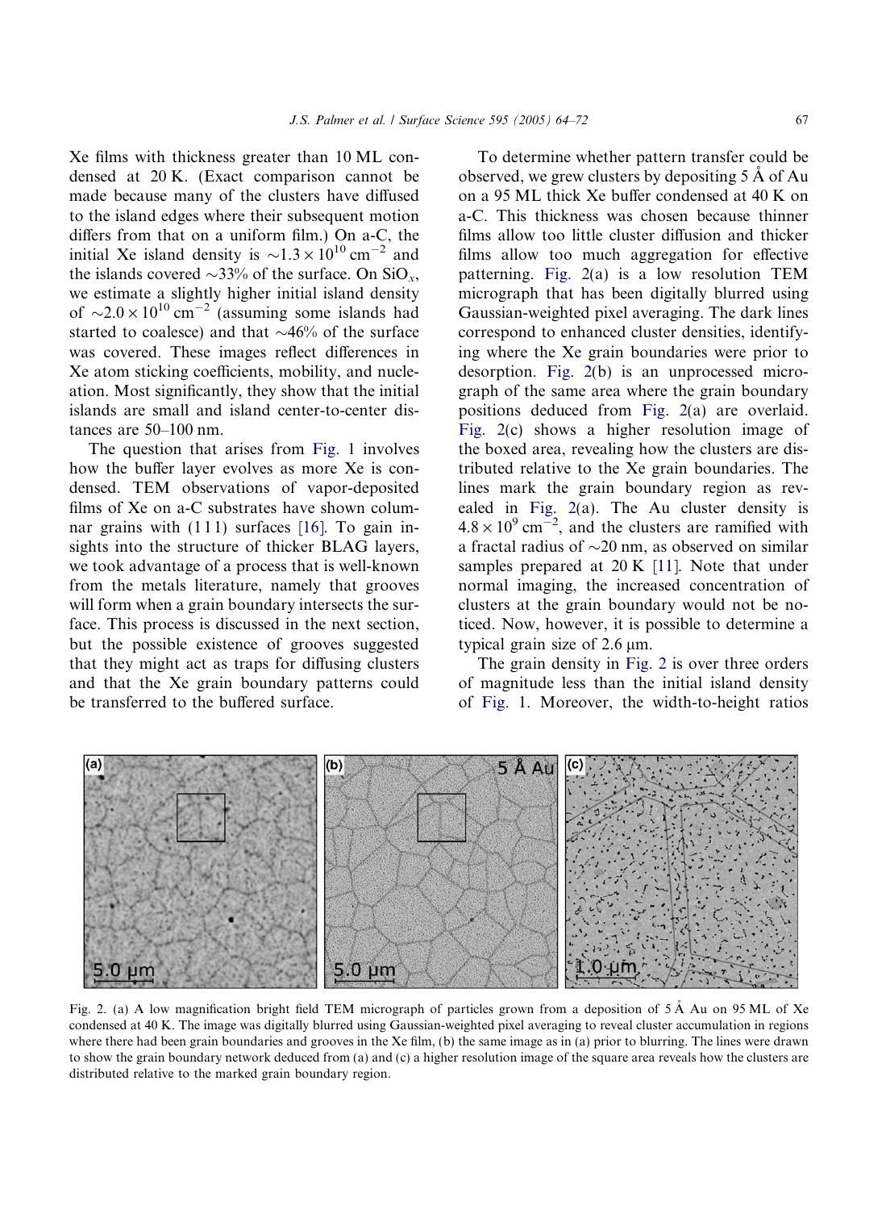Xe films with thickness greater than 10 ML condensed at 20 K. (Exact comparison cannot be made because many of the clusters have diffused to the island edges where their subsequent motion differs from that on a uniform film.) On a-C, the initial Xe island density is $\sim 1.3 \times 10^{10}\ \text{cm}^{-2}$ and the islands covered ~33% of the surface. On $SiO_x$, we estimate a slightly higher initial island density of $\sim 2.0 \times 10^{10}\ \text{cm}^{-2}$ (assuming some islands had started to coalesce) and that ~46% of the surface was covered. These images reflect differences in Xe atom sticking coefficients, mobility, and nucleation. Most significantly, they show that the initial islands are small and island center-to-center distances are 50–100 nm.

The question that arises from Fig. 1 involves how the buffer layer evolves as more Xe is condensed. TEM observations of vapor-deposited films of Xe on a-C substrates have shown columnar grains with (111) surfaces [16]. To gain insights into the structure of thicker BLAG layers, we took advantage of a process that is well-known from the metals literature, namely that grooves will form when a grain boundary intersects the surface. This process is discussed in the next section, but the possible existence of grooves suggested that they might act as traps for diffusing clusters and that the Xe grain boundary patterns could be transferred to the buffered surface.

To determine whether pattern transfer could be observed, we grew clusters by depositing 5 Å of Au on a 95 ML thick Xe buffer condensed at 40 K on a-C. This thickness was chosen because thinner films allow too little cluster diffusion and thicker films allow too much aggregation for effective patterning. Fig. 2(a) is a low resolution TEM micrograph that has been digitally blurred using Gaussian-weighted pixel averaging. The dark lines correspond to enhanced cluster densities, identifying where the Xe grain boundaries were prior to desorption. Fig. 2(b) is an unprocessed micrograph of the same area where the grain boundary positions deduced from Fig. 2(a) are overlaid. Fig. 2(c) shows a higher resolution image of the boxed area, revealing how the clusters are distributed relative to the Xe grain boundaries. The lines mark the grain boundary region as revealed in Fig. 2(a). The Au cluster density is $4.8 \times 10^{9}\ \text{cm}^{-2}$, and the clusters are ramified with a fractal radius of ~20 nm, as observed on similar samples prepared at 20 K [11]. Note that under normal imaging, the increased concentration of clusters at the grain boundary would not be noticed. Now, however, it is possible to determine a typical grain size of 2.6 μm.

The grain density in Fig. 2 is over three orders of magnitude less than the initial island density of Fig. 1. Moreover, the width-to-height ratios

Fig. 2. (a) A low magnification bright field TEM micrograph of particles grown from a deposition of 5 Å Au on 95 ML of Xe condensed at 40 K. The image was digitally blurred using Gaussian-weighted pixel averaging to reveal cluster accumulation in regions where there had been grain boundaries and grooves in the Xe film, (b) the same image as in (a) prior to blurring. The lines were drawn to show the grain boundary network deduced from (a) and (c) a higher resolution image of the square area reveals how the clusters are distributed relative to the marked grain boundary region.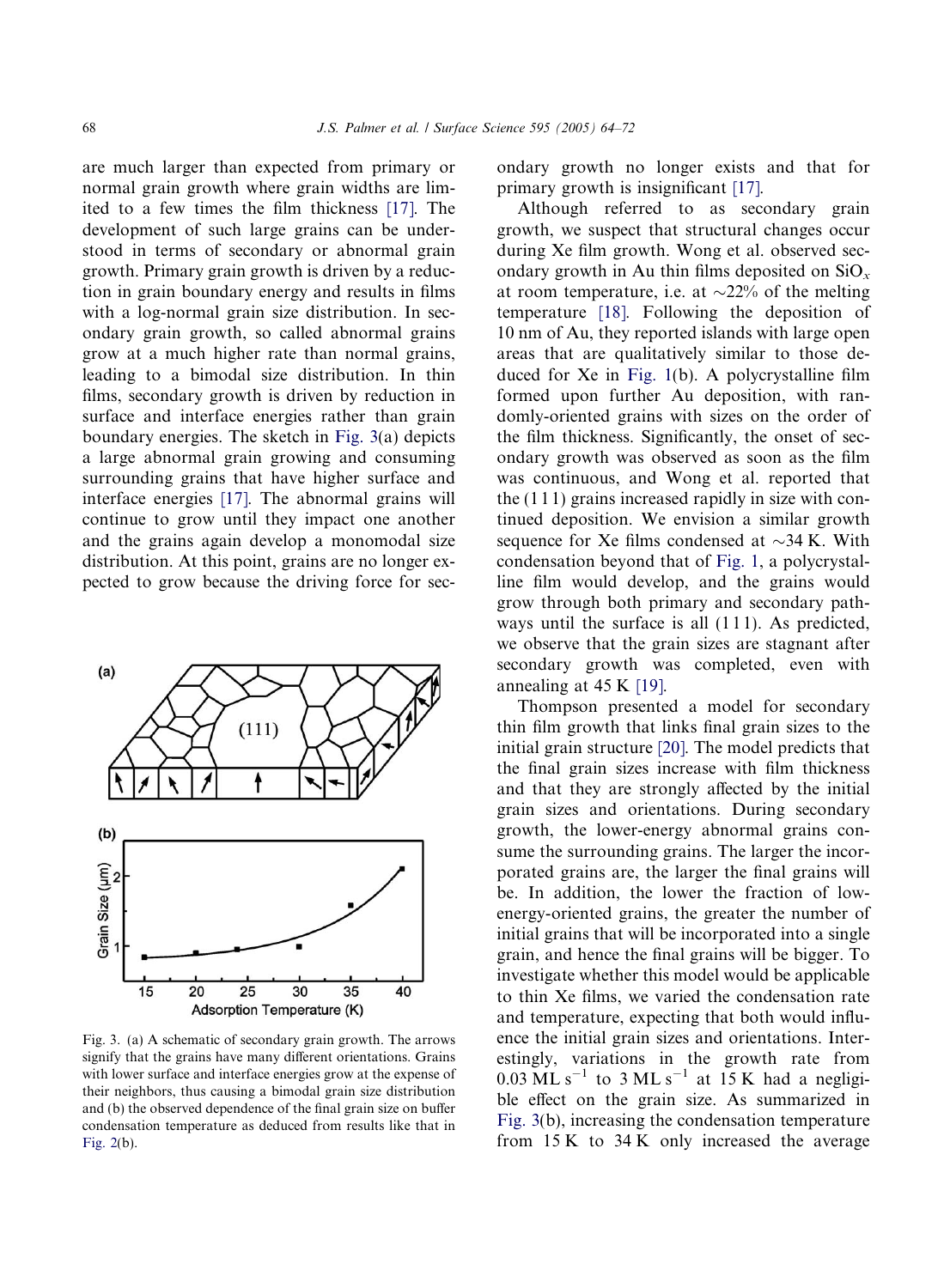are much larger than expected from primary or normal grain growth where grain widths are limited to a few times the film thickness [17]. The development of such large grains can be understood in terms of secondary or abnormal grain growth. Primary grain growth is driven by a reduction in grain boundary energy and results in films with a log-normal grain size distribution. In secondary grain growth, so called abnormal grains grow at a much higher rate than normal grains, leading to a bimodal size distribution. In thin films, secondary growth is driven by reduction in surface and interface energies rather than grain boundary energies. The sketch in Fig. 3(a) depicts a large abnormal grain growing and consuming surrounding grains that have higher surface and interface energies [17]. The abnormal grains will continue to grow until they impact one another and the grains again develop a monomodal size distribution. At this point, grains are no longer expected to grow because the driving force for secondary growth no longer exists and that for primary growth is insignificant [17].

Fig. 3. (a) A schematic of secondary grain growth. The arrows signify that the grains have many different orientations. Grains with lower surface and interface energies grow at the expense of their neighbors, thus causing a bimodal grain size distribution and (b) the observed dependence of the final grain size on buffer condensation temperature as deduced from results like that in Fig. 2(b).

Although referred to as secondary grain growth, we suspect that structural changes occur during Xe film growth. Wong et al. observed secondary growth in Au thin films deposited on $SiO_x$ at room temperature, i.e. at ~22% of the melting temperature [18]. Following the deposition of 10 nm of Au, they reported islands with large open areas that are qualitatively similar to those deduced for Xe in Fig. 1(b). A polycrystalline film formed upon further Au deposition, with randomly-oriented grains with sizes on the order of the film thickness. Significantly, the onset of secondary growth was observed as soon as the film was continuous, and Wong et al. reported that the (111) grains increased rapidly in size with continued deposition. We envision a similar growth sequence for Xe films condensed at ~34 K. With condensation beyond that of Fig. 1, a polycrystalline film would develop, and the grains would grow through both primary and secondary pathways until the surface is all (111). As predicted, we observe that the grain sizes are stagnant after secondary growth was completed, even with annealing at 45 K [19].

Thompson presented a model for secondary thin film growth that links final grain sizes to the initial grain structure [20]. The model predicts that the final grain sizes increase with film thickness and that they are strongly affected by the initial grain sizes and orientations. During secondary growth, the lower-energy abnormal grains consume the surrounding grains. The larger the incorporated grains are, the larger the final grains will be. In addition, the lower the fraction of low-energy-oriented grains, the greater the number of initial grains that will be incorporated into a single grain, and hence the final grains will be bigger. To investigate whether this model would be applicable to thin Xe films, we varied the condensation rate and temperature, expecting that both would influence the initial grain sizes and orientations. Interestingly, variations in the growth rate from $0.03\ ML\ s^{-1}$ to $3\ ML\ s^{-1}$ at 15 K had a negligible effect on the grain size. As summarized in Fig. 3(b), increasing the condensation temperature from 15 K to 34 K only increased the average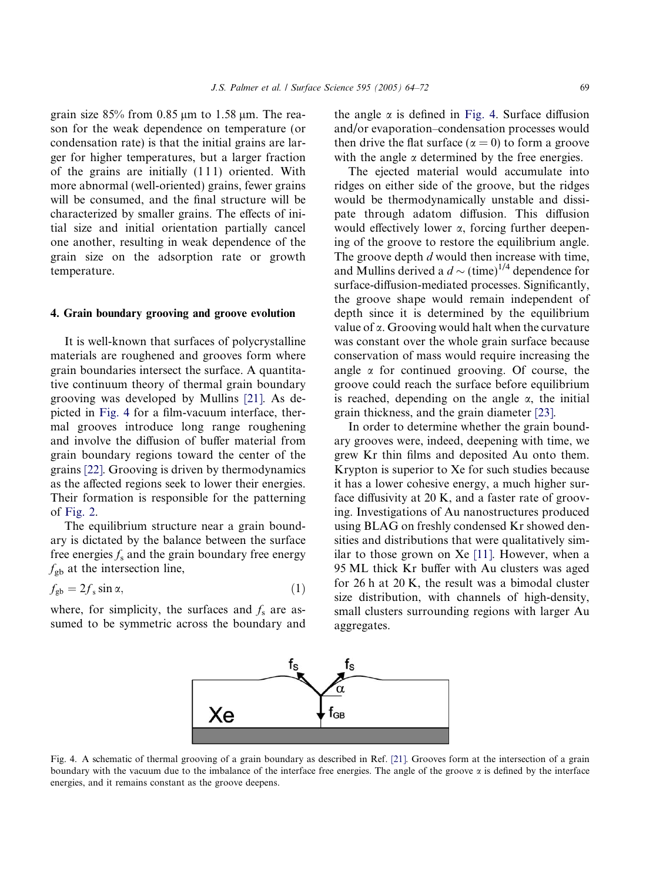grain size 85% from 0.85 μm to 1.58 μm. The reason for the weak dependence on temperature (or condensation rate) is that the initial grains are larger for higher temperatures, but a larger fraction of the grains are initially (111) oriented. With more abnormal (well-oriented) grains, fewer grains will be consumed, and the final structure will be characterized by smaller grains. The effects of initial size and initial orientation partially cancel one another, resulting in weak dependence of the grain size on the adsorption rate or growth temperature.

## 4. Grain boundary grooving and groove evolution

It is well-known that surfaces of polycrystalline materials are roughened and grooves form where grain boundaries intersect the surface. A quantitative continuum theory of thermal grain boundary grooving was developed by Mullins [21]. As depicted in Fig. 4 for a film-vacuum interface, thermal grooves introduce long range roughening and involve the diffusion of buffer material from grain boundary regions toward the center of the grains [22]. Grooving is driven by thermodynamics as the affected regions seek to lower their energies. Their formation is responsible for the patterning of Fig. 2.

The equilibrium structure near a grain boundary is dictated by the balance between the surface free energies $f_s$ and the grain boundary free energy $f_{gb}$ at the intersection line,

$$f_{gb} = 2f_s \sin \alpha, \tag{1}$$

where, for simplicity, the surfaces and $f_s$ are assumed to be symmetric across the boundary and the angle $\alpha$ is defined in Fig. 4. Surface diffusion and/or evaporation–condensation processes would then drive the flat surface ($\alpha = 0$) to form a groove with the angle $\alpha$ determined by the free energies.

The ejected material would accumulate into ridges on either side of the groove, but the ridges would be thermodynamically unstable and dissipate through adatom diffusion. This diffusion would effectively lower $\alpha$, forcing further deepening of the groove to restore the equilibrium angle. The groove depth $d$ would then increase with time, and Mullins derived a $d \sim (\text{time})^{1/4}$ dependence for surface-diffusion-mediated processes. Significantly, the groove shape would remain independent of depth since it is determined by the equilibrium value of $\alpha$. Grooving would halt when the curvature was constant over the whole grain surface because conservation of mass would require increasing the angle $\alpha$ for continued grooving. Of course, the groove could reach the surface before equilibrium is reached, depending on the angle $\alpha$, the initial grain thickness, and the grain diameter [23].

In order to determine whether the grain boundary grooves were, indeed, deepening with time, we grew Kr thin films and deposited Au onto them. Krypton is superior to Xe for such studies because it has a lower cohesive energy, a much higher surface diffusivity at 20 K, and a faster rate of grooving. Investigations of Au nanostructures produced using BLAG on freshly condensed Kr showed densities and distributions that were qualitatively similar to those grown on Xe [11]. However, when a 95 ML thick Kr buffer with Au clusters was aged for 26 h at 20 K, the result was a bimodal cluster size distribution, with channels of high-density, small clusters surrounding regions with larger Au aggregates.

Fig. 4. A schematic of thermal grooving of a grain boundary as described in Ref. [21]. Grooves form at the intersection of a grain boundary with the vacuum due to the imbalance of the interface free energies. The angle of the groove $\alpha$ is defined by the interface energies, and it remains constant as the groove deepens.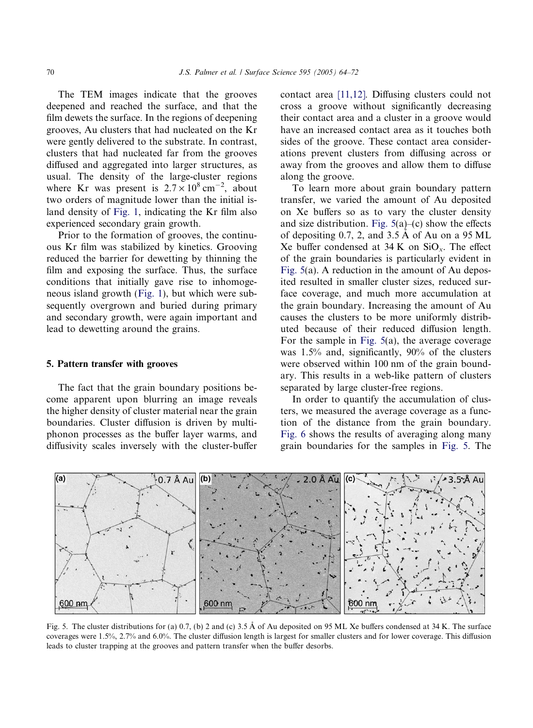The TEM images indicate that the grooves deepened and reached the surface, and that the film dewets the surface. In the regions of deepening grooves, Au clusters that had nucleated on the Kr were gently delivered to the substrate. In contrast, clusters that had nucleated far from the grooves diffused and aggregated into larger structures, as usual. The density of the large-cluster regions where Kr was present is $2.7 \times 10^8\ \mathrm{cm}^{-2}$, about two orders of magnitude lower than the initial island density of Fig. 1, indicating the Kr film also experienced secondary grain growth.

Prior to the formation of grooves, the continuous Kr film was stabilized by kinetics. Grooving reduced the barrier for dewetting by thinning the film and exposing the surface. Thus, the surface conditions that initially gave rise to inhomogeneous island growth (Fig. 1), but which were subsequently overgrown and buried during primary and secondary growth, were again important and lead to dewetting around the grains.

## 5. Pattern transfer with grooves

The fact that the grain boundary positions become apparent upon blurring an image reveals the higher density of cluster material near the grain boundaries. Cluster diffusion is driven by multiphonon processes as the buffer layer warms, and diffusivity scales inversely with the cluster-buffer contact area [11,12]. Diffusing clusters could not cross a groove without significantly decreasing their contact area and a cluster in a groove would have an increased contact area as it touches both sides of the groove. These contact area considerations prevent clusters from diffusing across or away from the grooves and allow them to diffuse along the groove.

To learn more about grain boundary pattern transfer, we varied the amount of Au deposited on Xe buffers so as to vary the cluster density and size distribution. Fig. 5(a)–(c) show the effects of depositing 0.7, 2, and 3.5 Å of Au on a 95 ML Xe buffer condensed at 34 K on $SiO_x$. The effect of the grain boundaries is particularly evident in Fig. 5(a). A reduction in the amount of Au deposited resulted in smaller cluster sizes, reduced surface coverage, and much more accumulation at the grain boundary. Increasing the amount of Au causes the clusters to be more uniformly distributed because of their reduced diffusion length. For the sample in Fig. 5(a), the average coverage was 1.5% and, significantly, 90% of the clusters were observed within 100 nm of the grain boundary. This results in a web-like pattern of clusters separated by large cluster-free regions.

In order to quantify the accumulation of clusters, we measured the average coverage as a function of the distance from the grain boundary. Fig. 6 shows the results of averaging along many grain boundaries for the samples in Fig. 5. The

Fig. 5. The cluster distributions for (a) 0.7, (b) 2 and (c) 3.5 Å of Au deposited on 95 ML Xe buffers condensed at 34 K. The surface coverages were 1.5%, 2.7% and 6.0%. The cluster diffusion length is largest for smaller clusters and for lower coverage. This diffusion leads to cluster trapping at the grooves and pattern transfer when the buffer desorbs.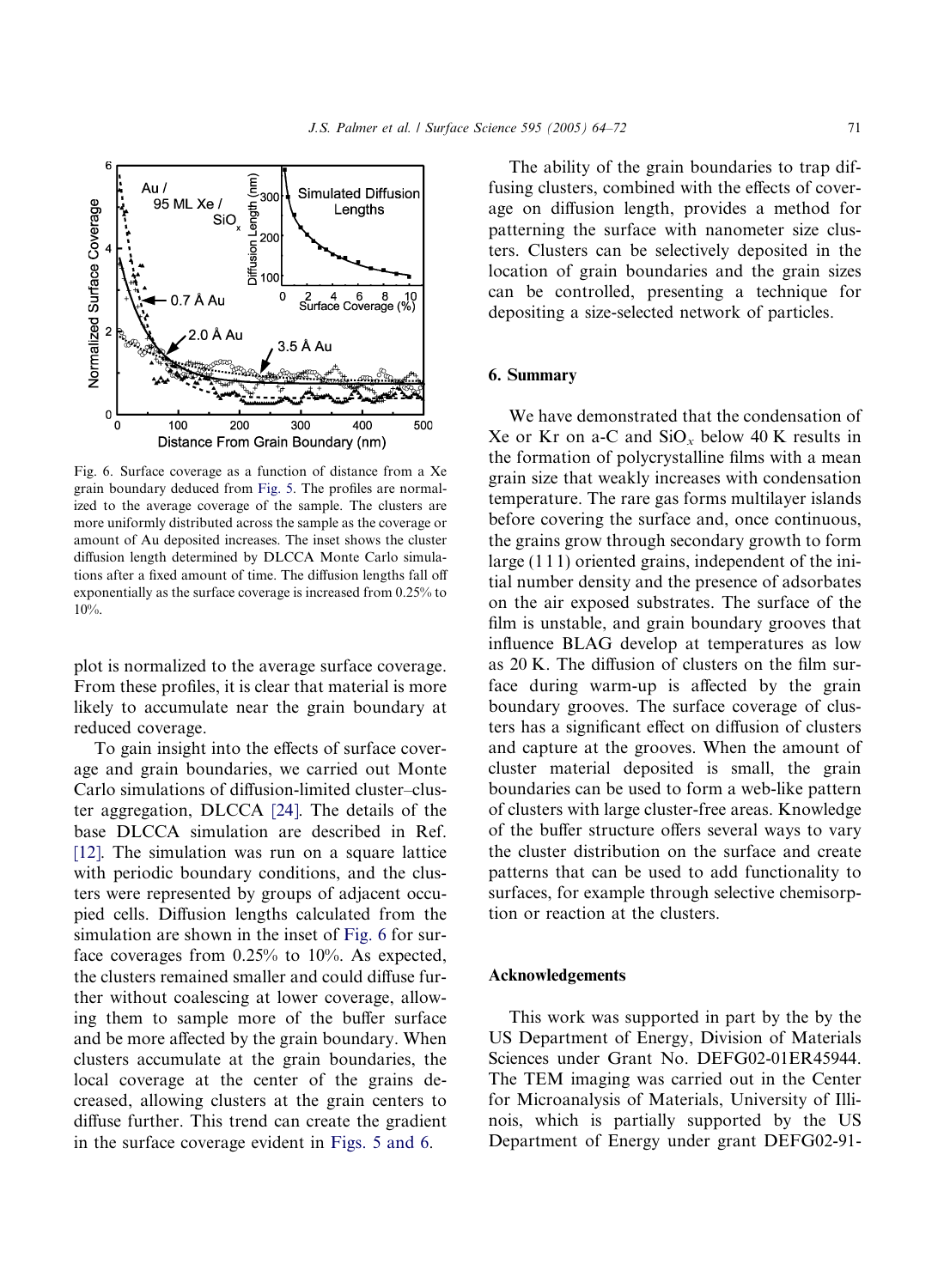Fig. 6. Surface coverage as a function of distance from a Xe grain boundary deduced from Fig. 5. The profiles are normalized to the average coverage of the sample. The clusters are more uniformly distributed across the sample as the coverage or amount of Au deposited increases. The inset shows the cluster diffusion length determined by DLCCA Monte Carlo simulations after a fixed amount of time. The diffusion lengths fall off exponentially as the surface coverage is increased from 0.25% to 10%.

plot is normalized to the average surface coverage. From these profiles, it is clear that material is more likely to accumulate near the grain boundary at reduced coverage.

To gain insight into the effects of surface coverage and grain boundaries, we carried out Monte Carlo simulations of diffusion-limited cluster–cluster aggregation, DLCCA [24]. The details of the base DLCCA simulation are described in Ref. [12]. The simulation was run on a square lattice with periodic boundary conditions, and the clusters were represented by groups of adjacent occupied cells. Diffusion lengths calculated from the simulation are shown in the inset of Fig. 6 for surface coverages from 0.25% to 10%. As expected, the clusters remained smaller and could diffuse further without coalescing at lower coverage, allowing them to sample more of the buffer surface and be more affected by the grain boundary. When clusters accumulate at the grain boundaries, the local coverage at the center of the grains decreased, allowing clusters at the grain centers to diffuse further. This trend can create the gradient in the surface coverage evident in Figs. 5 and 6.

The ability of the grain boundaries to trap diffusing clusters, combined with the effects of coverage on diffusion length, provides a method for patterning the surface with nanometer size clusters. Clusters can be selectively deposited in the location of grain boundaries and the grain sizes can be controlled, presenting a technique for depositing a size-selected network of particles.

## 6. Summary

We have demonstrated that the condensation of Xe or Kr on a-C and $SiO_x$ below 40 K results in the formation of polycrystalline films with a mean grain size that weakly increases with condensation temperature. The rare gas forms multilayer islands before covering the surface and, once continuous, the grains grow through secondary growth to form large (1 1 1) oriented grains, independent of the initial number density and the presence of adsorbates on the air exposed substrates. The surface of the film is unstable, and grain boundary grooves that influence BLAG develop at temperatures as low as 20 K. The diffusion of clusters on the film surface during warm-up is affected by the grain boundary grooves. The surface coverage of clusters has a significant effect on diffusion of clusters and capture at the grooves. When the amount of cluster material deposited is small, the grain boundaries can be used to form a web-like pattern of clusters with large cluster-free areas. Knowledge of the buffer structure offers several ways to vary the cluster distribution on the surface and create patterns that can be used to add functionality to surfaces, for example through selective chemisorption or reaction at the clusters.

## Acknowledgements

This work was supported in part by the by the US Department of Energy, Division of Materials Sciences under Grant No. DEFG02-01ER45944. The TEM imaging was carried out in the Center for Microanalysis of Materials, University of Illinois, which is partially supported by the US Department of Energy under grant DEFG02-91-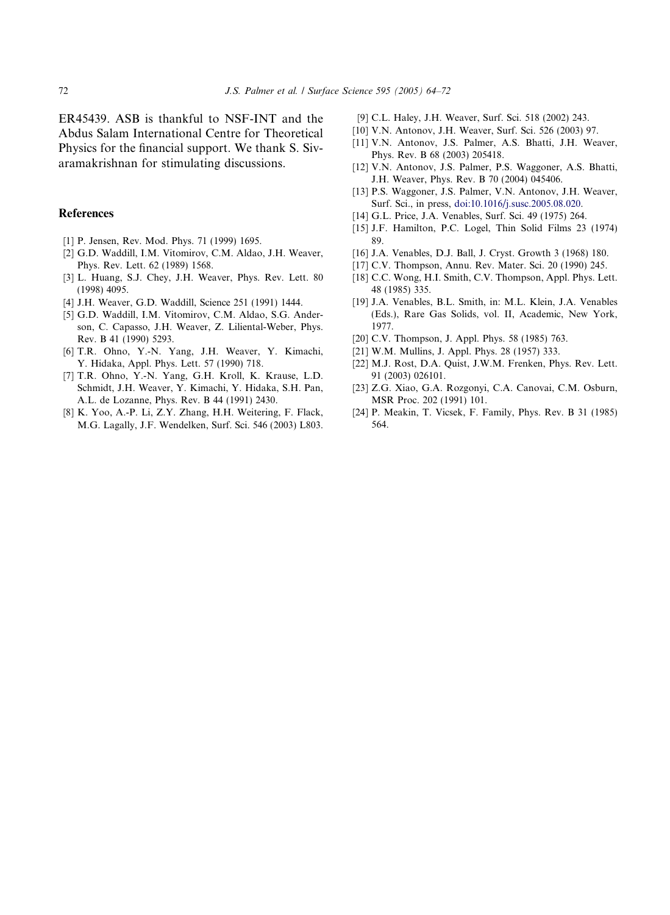ER45439. ASB is thankful to NSF-INT and the Abdus Salam International Centre for Theoretical Physics for the financial support. We thank S. Sivaramakrishnan for stimulating discussions.

## References

[1] P. Jensen, Rev. Mod. Phys. 71 (1999) 1695.

[2] G.D. Waddill, I.M. Vitomirov, C.M. Aldao, J.H. Weaver, Phys. Rev. Lett. 62 (1989) 1568.

[3] L. Huang, S.J. Chey, J.H. Weaver, Phys. Rev. Lett. 80 (1998) 4095.

[4] J.H. Weaver, G.D. Waddill, Science 251 (1991) 1444.

[5] G.D. Waddill, I.M. Vitomirov, C.M. Aldao, S.G. Anderson, C. Capasso, J.H. Weaver, Z. Liliental-Weber, Phys. Rev. B 41 (1990) 5293.

[6] T.R. Ohno, Y.-N. Yang, J.H. Weaver, Y. Kimachi, Y. Hidaka, Appl. Phys. Lett. 57 (1990) 718.

[7] T.R. Ohno, Y.-N. Yang, G.H. Kroll, K. Krause, L.D. Schmidt, J.H. Weaver, Y. Kimachi, Y. Hidaka, S.H. Pan, A.L. de Lozanne, Phys. Rev. B 44 (1991) 2430.

[8] K. Yoo, A.-P. Li, Z.Y. Zhang, H.H. Weitering, F. Flack, M.G. Lagally, J.F. Wendelken, Surf. Sci. 546 (2003) L803.

[9] C.L. Haley, J.H. Weaver, Surf. Sci. 518 (2002) 243.

[10] V.N. Antonov, J.H. Weaver, Surf. Sci. 526 (2003) 97.

[11] V.N. Antonov, J.S. Palmer, A.S. Bhatti, J.H. Weaver, Phys. Rev. B 68 (2003) 205418.

[12] V.N. Antonov, J.S. Palmer, P.S. Waggoner, A.S. Bhatti, J.H. Weaver, Phys. Rev. B 70 (2004) 045406.

[13] P.S. Waggoner, J.S. Palmer, V.N. Antonov, J.H. Weaver, Surf. Sci., in press, doi:10.1016/j.susc.2005.08.020.

[14] G.L. Price, J.A. Venables, Surf. Sci. 49 (1975) 264.

[15] J.F. Hamilton, P.C. Logel, Thin Solid Films 23 (1974) 89.

[16] J.A. Venables, D.J. Ball, J. Cryst. Growth 3 (1968) 180.

[17] C.V. Thompson, Annu. Rev. Mater. Sci. 20 (1990) 245.

[18] C.C. Wong, H.I. Smith, C.V. Thompson, Appl. Phys. Lett. 48 (1985) 335.

[19] J.A. Venables, B.L. Smith, in: M.L. Klein, J.A. Venables (Eds.), Rare Gas Solids, vol. II, Academic, New York, 1977.

[20] C.V. Thompson, J. Appl. Phys. 58 (1985) 763.

[21] W.M. Mullins, J. Appl. Phys. 28 (1957) 333.

[22] M.J. Rost, D.A. Quist, J.W.M. Frenken, Phys. Rev. Lett. 91 (2003) 026101.

[23] Z.G. Xiao, G.A. Rozgonyi, C.A. Canovai, C.M. Osburn, MSR Proc. 202 (1991) 101.

[24] P. Meakin, T. Vicsek, F. Family, Phys. Rev. B 31 (1985) 564.